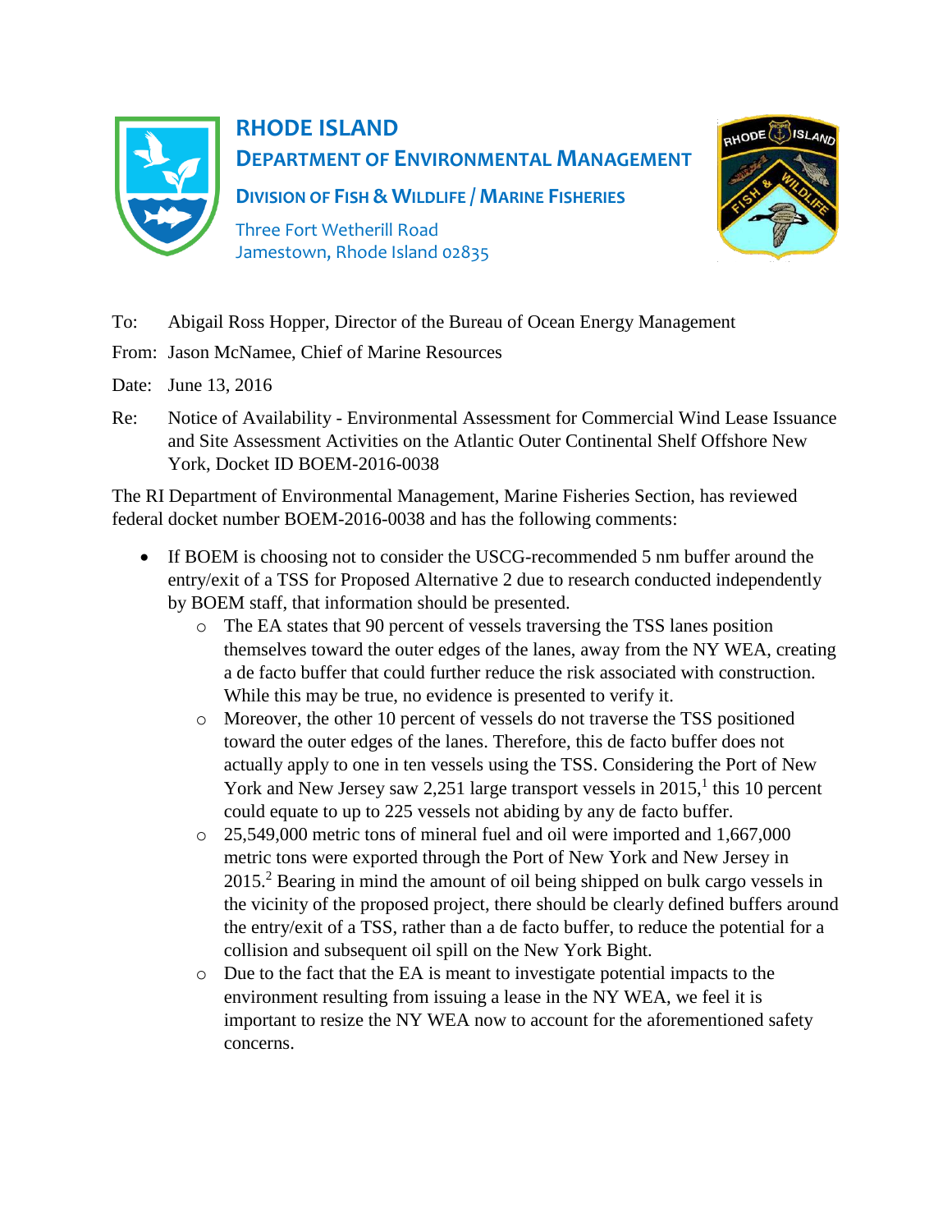# RHODE ISLAND

## DEPARTMENT OF ENVIRONMENTAL MANAGEMENT

### DIVISION OF FISH & WILDLIFE / MARINE FISHERIES

Three Fort Wetherill Road
Jamestown, Rhode Island 02835

To: Abigail Ross Hopper, Director of the Bureau of Ocean Energy Management

From: Jason McNamee, Chief of Marine Resources

Date: June 13, 2016

Re: Notice of Availability - Environmental Assessment for Commercial Wind Lease Issuance and Site Assessment Activities on the Atlantic Outer Continental Shelf Offshore New York, Docket ID BOEM-2016-0038

The RI Department of Environmental Management, Marine Fisheries Section, has reviewed federal docket number BOEM-2016-0038 and has the following comments:

- If BOEM is choosing not to consider the USCG-recommended 5 nm buffer around the entry/exit of a TSS for Proposed Alternative 2 due to research conducted independently by BOEM staff, that information should be presented.
  - The EA states that 90 percent of vessels traversing the TSS lanes position themselves toward the outer edges of the lanes, away from the NY WEA, creating a de facto buffer that could further reduce the risk associated with construction. While this may be true, no evidence is presented to verify it.
  - Moreover, the other 10 percent of vessels do not traverse the TSS positioned toward the outer edges of the lanes. Therefore, this de facto buffer does not actually apply to one in ten vessels using the TSS. Considering the Port of New York and New Jersey saw 2,251 large transport vessels in 2015,[1] this 10 percent could equate to up to 225 vessels not abiding by any de facto buffer.
  - 25,549,000 metric tons of mineral fuel and oil were imported and 1,667,000 metric tons were exported through the Port of New York and New Jersey in 2015.[2] Bearing in mind the amount of oil being shipped on bulk cargo vessels in the vicinity of the proposed project, there should be clearly defined buffers around the entry/exit of a TSS, rather than a de facto buffer, to reduce the potential for a collision and subsequent oil spill on the New York Bight.
  - Due to the fact that the EA is meant to investigate potential impacts to the environment resulting from issuing a lease in the NY WEA, we feel it is important to resize the NY WEA now to account for the aforementioned safety concerns.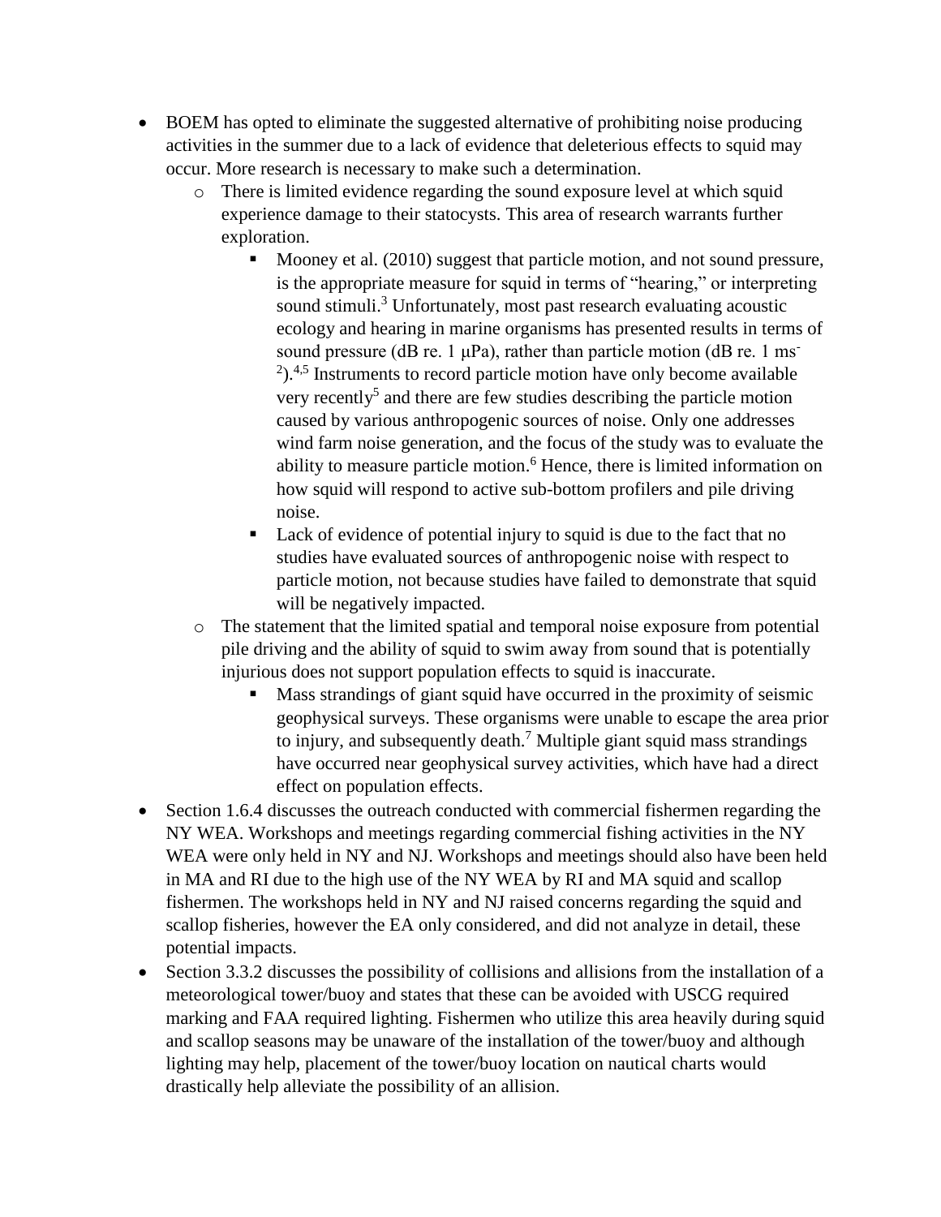- BOEM has opted to eliminate the suggested alternative of prohibiting noise producing activities in the summer due to a lack of evidence that deleterious effects to squid may occur. More research is necessary to make such a determination.
  - There is limited evidence regarding the sound exposure level at which squid experience damage to their statocysts. This area of research warrants further exploration.
    - Mooney et al. (2010) suggest that particle motion, and not sound pressure, is the appropriate measure for squid in terms of "hearing," or interpreting sound stimuli.[3] Unfortunately, most past research evaluating acoustic ecology and hearing in marine organisms has presented results in terms of sound pressure (dB re. 1 μPa), rather than particle motion (dB re. 1 $ms^{-2}$).[4,5] Instruments to record particle motion have only become available very recently[5] and there are few studies describing the particle motion caused by various anthropogenic sources of noise. Only one addresses wind farm noise generation, and the focus of the study was to evaluate the ability to measure particle motion.[6] Hence, there is limited information on how squid will respond to active sub-bottom profilers and pile driving noise.
    - Lack of evidence of potential injury to squid is due to the fact that no studies have evaluated sources of anthropogenic noise with respect to particle motion, not because studies have failed to demonstrate that squid will be negatively impacted.
  - The statement that the limited spatial and temporal noise exposure from potential pile driving and the ability of squid to swim away from sound that is potentially injurious does not support population effects to squid is inaccurate.
    - Mass strandings of giant squid have occurred in the proximity of seismic geophysical surveys. These organisms were unable to escape the area prior to injury, and subsequently death.[7] Multiple giant squid mass strandings have occurred near geophysical survey activities, which have had a direct effect on population effects.
- Section 1.6.4 discusses the outreach conducted with commercial fishermen regarding the NY WEA. Workshops and meetings regarding commercial fishing activities in the NY WEA were only held in NY and NJ. Workshops and meetings should also have been held in MA and RI due to the high use of the NY WEA by RI and MA squid and scallop fishermen. The workshops held in NY and NJ raised concerns regarding the squid and scallop fisheries, however the EA only considered, and did not analyze in detail, these potential impacts.
- Section 3.3.2 discusses the possibility of collisions and allisions from the installation of a meteorological tower/buoy and states that these can be avoided with USCG required marking and FAA required lighting. Fishermen who utilize this area heavily during squid and scallop seasons may be unaware of the installation of the tower/buoy and although lighting may help, placement of the tower/buoy location on nautical charts would drastically help alleviate the possibility of an allision.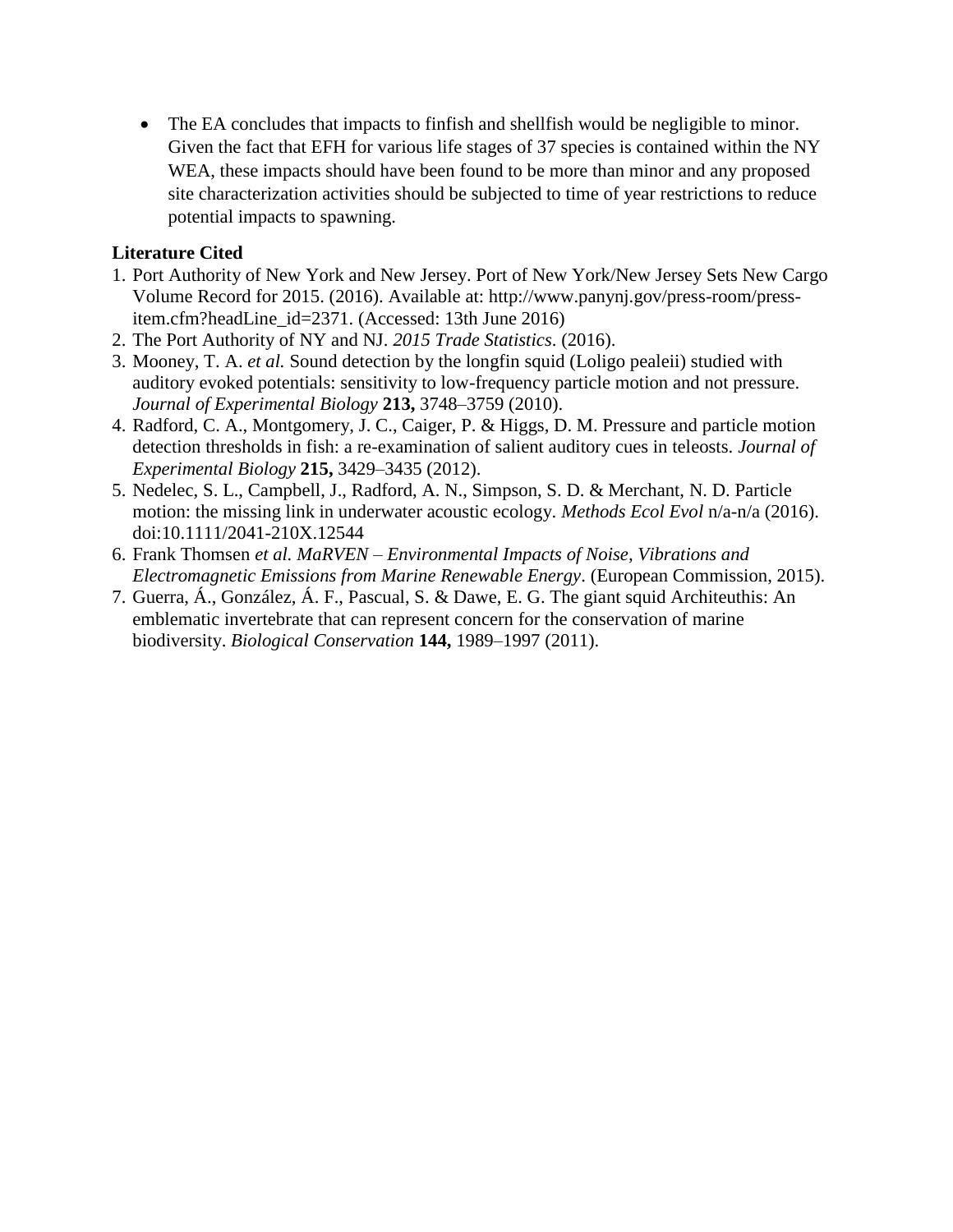- The EA concludes that impacts to finfish and shellfish would be negligible to minor. Given the fact that EFH for various life stages of 37 species is contained within the NY WEA, these impacts should have been found to be more than minor and any proposed site characterization activities should be subjected to time of year restrictions to reduce potential impacts to spawning.

**Literature Cited**

1. Port Authority of New York and New Jersey. Port of New York/New Jersey Sets New Cargo Volume Record for 2015. (2016). Available at: http://www.panynj.gov/press-room/press-item.cfm?headLine_id=2371. (Accessed: 13th June 2016)
2. The Port Authority of NY and NJ. *2015 Trade Statistics*. (2016).
3. Mooney, T. A. *et al.* Sound detection by the longfin squid (Loligo pealeii) studied with auditory evoked potentials: sensitivity to low-frequency particle motion and not pressure. *Journal of Experimental Biology* **213,** 3748–3759 (2010).
4. Radford, C. A., Montgomery, J. C., Caiger, P. & Higgs, D. M. Pressure and particle motion detection thresholds in fish: a re-examination of salient auditory cues in teleosts. *Journal of Experimental Biology* **215,** 3429–3435 (2012).
5. Nedelec, S. L., Campbell, J., Radford, A. N., Simpson, S. D. & Merchant, N. D. Particle motion: the missing link in underwater acoustic ecology. *Methods Ecol Evol* n/a-n/a (2016). doi:10.1111/2041-210X.12544
6. Frank Thomsen *et al. MaRVEN – Environmental Impacts of Noise, Vibrations and Electromagnetic Emissions from Marine Renewable Energy*. (European Commission, 2015).
7. Guerra, Á., González, Á. F., Pascual, S. & Dawe, E. G. The giant squid Architeuthis: An emblematic invertebrate that can represent concern for the conservation of marine biodiversity. *Biological Conservation* **144,** 1989–1997 (2011).